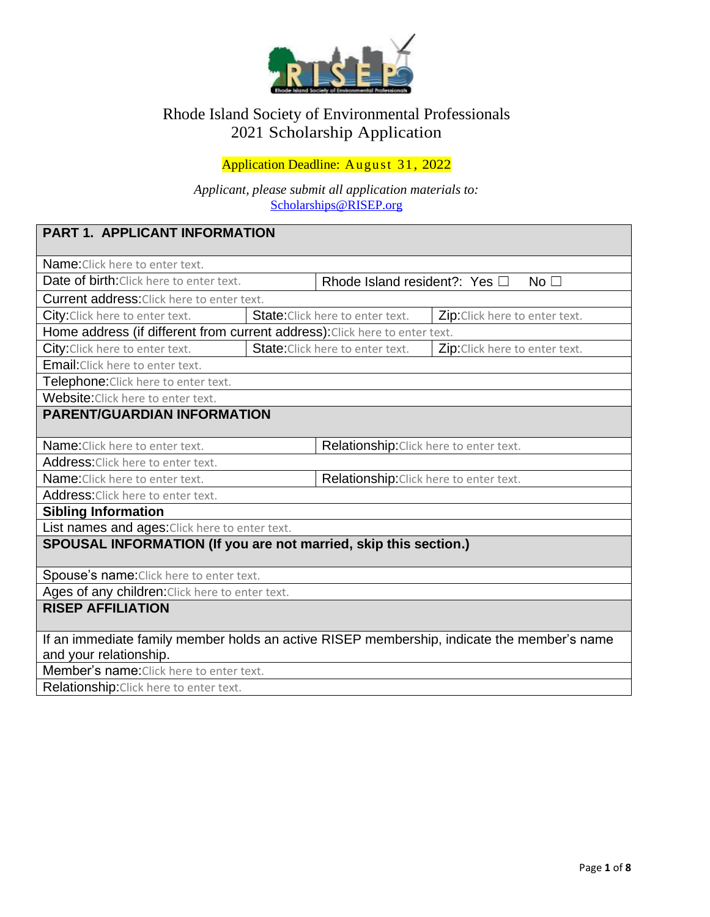# Rhode Island Society of Environmental Professionals
## 2021 Scholarship Application

Application Deadline: August 31, 2022

*Applicant, please submit all application materials to:*
Scholarships@RISEP.org

| PART 1. APPLICANT INFORMATION | | |
|---|---|---|
| Name: Click here to enter text. | | |
| Date of birth: Click here to enter text. | Rhode Island resident?: Yes ☐ No ☐ | |
| Current address: Click here to enter text. | | |
| City: Click here to enter text. | State: Click here to enter text. | Zip: Click here to enter text. |
| Home address (if different from current address): Click here to enter text. | | |
| City: Click here to enter text. | State: Click here to enter text. | Zip: Click here to enter text. |
| Email: Click here to enter text. | | |
| Telephone: Click here to enter text. | | |
| Website: Click here to enter text. | | |
| **PARENT/GUARDIAN INFORMATION** | | |
| Name: Click here to enter text. | Relationship: Click here to enter text. | |
| Address: Click here to enter text. | | |
| Name: Click here to enter text. | Relationship: Click here to enter text. | |
| Address: Click here to enter text. | | |
| **Sibling Information** | | |
| List names and ages: Click here to enter text. | | |
| **SPOUSAL INFORMATION (If you are not married, skip this section.)** | | |
| Spouse's name: Click here to enter text. | | |
| Ages of any children: Click here to enter text. | | |
| **RISEP AFFILIATION** | | |
| If an immediate family member holds an active RISEP membership, indicate the member's name and your relationship. | | |
| Member's name: Click here to enter text. | | |
| Relationship: Click here to enter text. | | |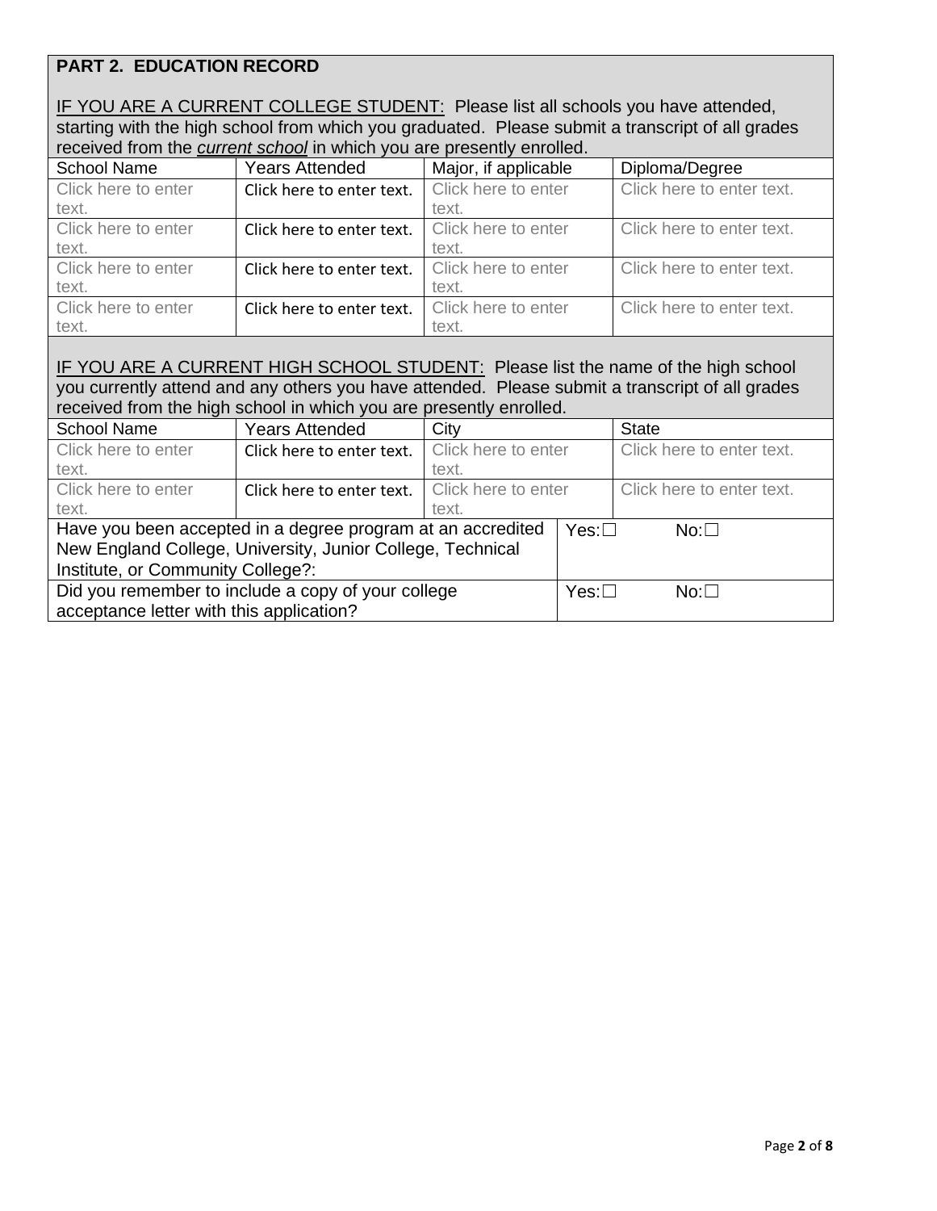## PART 2. EDUCATION RECORD

IF YOU ARE A CURRENT COLLEGE STUDENT: Please list all schools you have attended, starting with the high school from which you graduated. Please submit a transcript of all grades received from the ***current school*** in which you are presently enrolled.

| School Name | Years Attended | Major, if applicable | Diploma/Degree |
|---|---|---|---|
| Click here to enter text. | Click here to enter text. | Click here to enter text. | Click here to enter text. |
| Click here to enter text. | Click here to enter text. | Click here to enter text. | Click here to enter text. |
| Click here to enter text. | Click here to enter text. | Click here to enter text. | Click here to enter text. |
| Click here to enter text. | Click here to enter text. | Click here to enter text. | Click here to enter text. |

IF YOU ARE A CURRENT HIGH SCHOOL STUDENT: Please list the name of the high school you currently attend and any others you have attended. Please submit a transcript of all grades received from the high school in which you are presently enrolled.

| School Name | Years Attended | City | State |
|---|---|---|---|
| Click here to enter text. | Click here to enter text. | Click here to enter text. | Click here to enter text. |
| Click here to enter text. | Click here to enter text. | Click here to enter text. | Click here to enter text. |

| | | |
|---|---|---|
| Have you been accepted in a degree program at an accredited New England College, University, Junior College, Technical Institute, or Community College?: | Yes:☐ | No:☐ |
| Did you remember to include a copy of your college acceptance letter with this application? | Yes:☐ | No:☐ |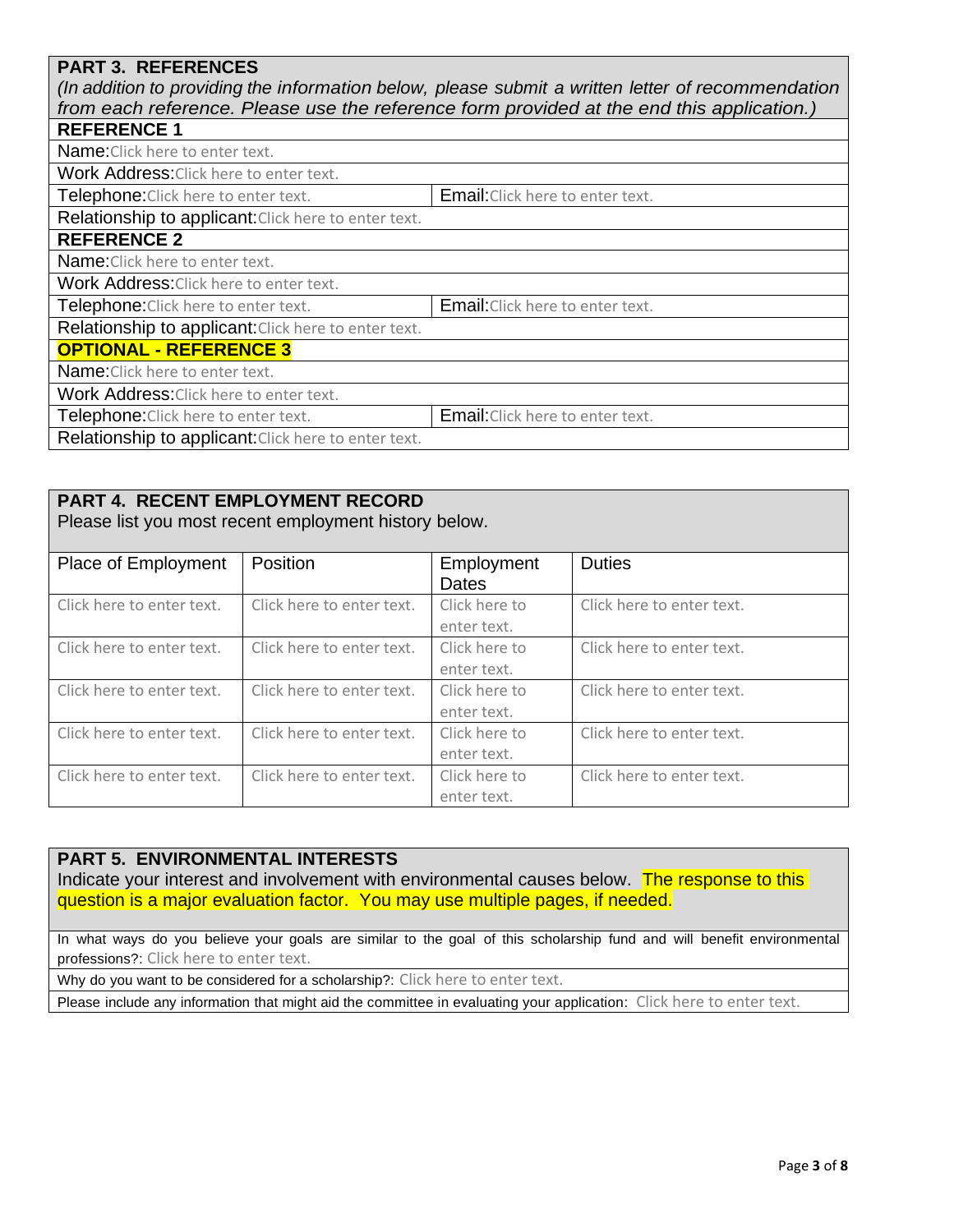## PART 3. REFERENCES

*(In addition to providing the information below, please submit a written letter of recommendation from each reference. Please use the reference form provided at the end this application.)*

### REFERENCE 1

| | |
|---|---|
| Name: Click here to enter text. | |
| Work Address: Click here to enter text. | |
| Telephone: Click here to enter text. | Email: Click here to enter text. |
| Relationship to applicant: Click here to enter text. | |

### REFERENCE 2

| | |
|---|---|
| Name: Click here to enter text. | |
| Work Address: Click here to enter text. | |
| Telephone: Click here to enter text. | Email: Click here to enter text. |
| Relationship to applicant: Click here to enter text. | |

### OPTIONAL - REFERENCE 3

| | |
|---|---|
| Name: Click here to enter text. | |
| Work Address: Click here to enter text. | |
| Telephone: Click here to enter text. | Email: Click here to enter text. |
| Relationship to applicant: Click here to enter text. | |

## PART 4. RECENT EMPLOYMENT RECORD

Please list you most recent employment history below.

| Place of Employment | Position | Employment Dates | Duties |
|---|---|---|---|
| Click here to enter text. | Click here to enter text. | Click here to enter text. | Click here to enter text. |
| Click here to enter text. | Click here to enter text. | Click here to enter text. | Click here to enter text. |
| Click here to enter text. | Click here to enter text. | Click here to enter text. | Click here to enter text. |
| Click here to enter text. | Click here to enter text. | Click here to enter text. | Click here to enter text. |
| Click here to enter text. | Click here to enter text. | Click here to enter text. | Click here to enter text. |

## PART 5. ENVIRONMENTAL INTERESTS

Indicate your interest and involvement with environmental causes below. The response to this question is a major evaluation factor. You may use multiple pages, if needed.

In what ways do you believe your goals are similar to the goal of this scholarship fund and will benefit environmental professions?: Click here to enter text.

Why do you want to be considered for a scholarship?: Click here to enter text.

Please include any information that might aid the committee in evaluating your application: Click here to enter text.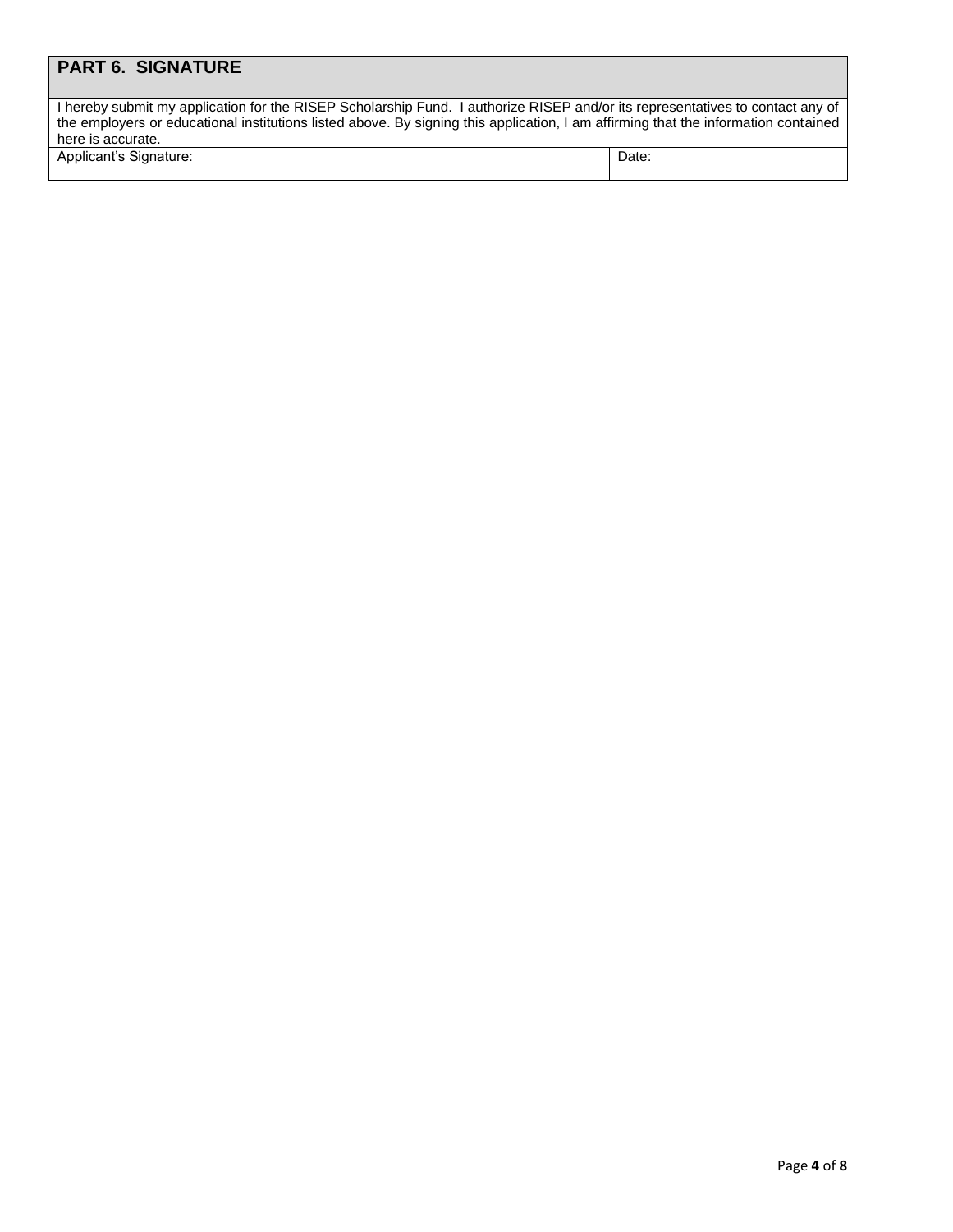## PART 6. SIGNATURE

I hereby submit my application for the RISEP Scholarship Fund. I authorize RISEP and/or its representatives to contact any of the employers or educational institutions listed above. By signing this application, I am affirming that the information contained here is accurate.

| Applicant's Signature: | Date: |
|---|---|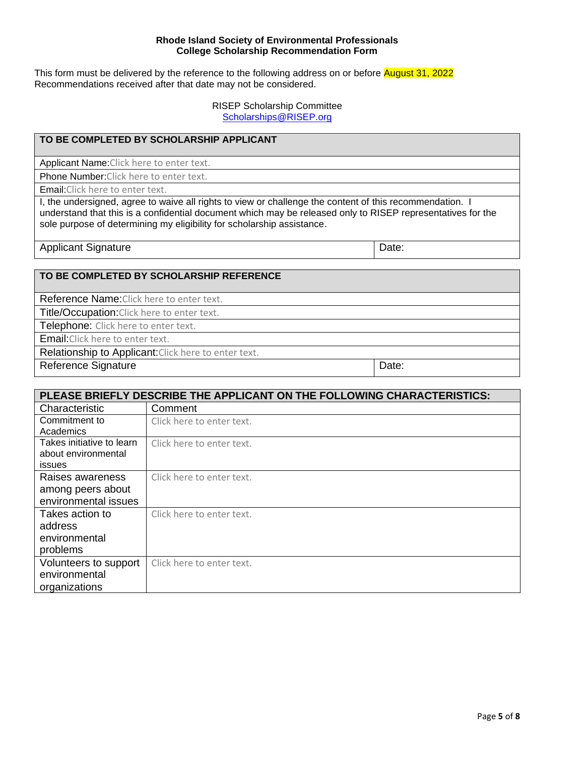**Rhode Island Society of Environmental Professionals**
**College Scholarship Recommendation Form**

This form must be delivered by the reference to the following address on or before August 31, 2022
Recommendations received after that date may not be considered.

RISEP Scholarship Committee
Scholarships@RISEP.org

| TO BE COMPLETED BY SCHOLARSHIP APPLICANT | |
|---|---|
| Applicant Name: Click here to enter text. | |
| Phone Number: Click here to enter text. | |
| Email: Click here to enter text. | |
| I, the undersigned, agree to waive all rights to view or challenge the content of this recommendation. I understand that this is a confidential document which may be released only to RISEP representatives for the sole purpose of determining my eligibility for scholarship assistance. | |
| Applicant Signature | Date: |

| TO BE COMPLETED BY SCHOLARSHIP REFERENCE | |
|---|---|
| Reference Name: Click here to enter text. | |
| Title/Occupation: Click here to enter text. | |
| Telephone: Click here to enter text. | |
| Email: Click here to enter text. | |
| Relationship to Applicant: Click here to enter text. | |
| Reference Signature | Date: |

| PLEASE BRIEFLY DESCRIBE THE APPLICANT ON THE FOLLOWING CHARACTERISTICS: | |
|---|---|
| Characteristic | Comment |
| Commitment to Academics | Click here to enter text. |
| Takes initiative to learn about environmental issues | Click here to enter text. |
| Raises awareness among peers about environmental issues | Click here to enter text. |
| Takes action to address environmental problems | Click here to enter text. |
| Volunteers to support environmental organizations | Click here to enter text. |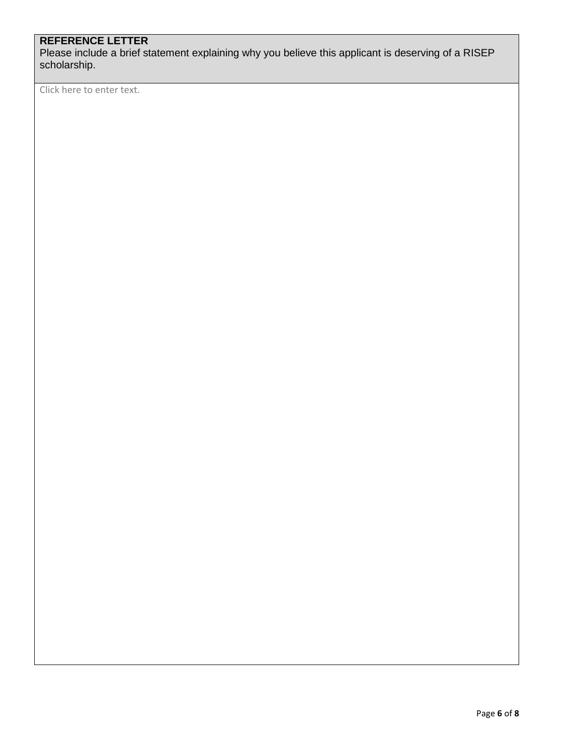**REFERENCE LETTER**

Please include a brief statement explaining why you believe this applicant is deserving of a RISEP scholarship.

Click here to enter text.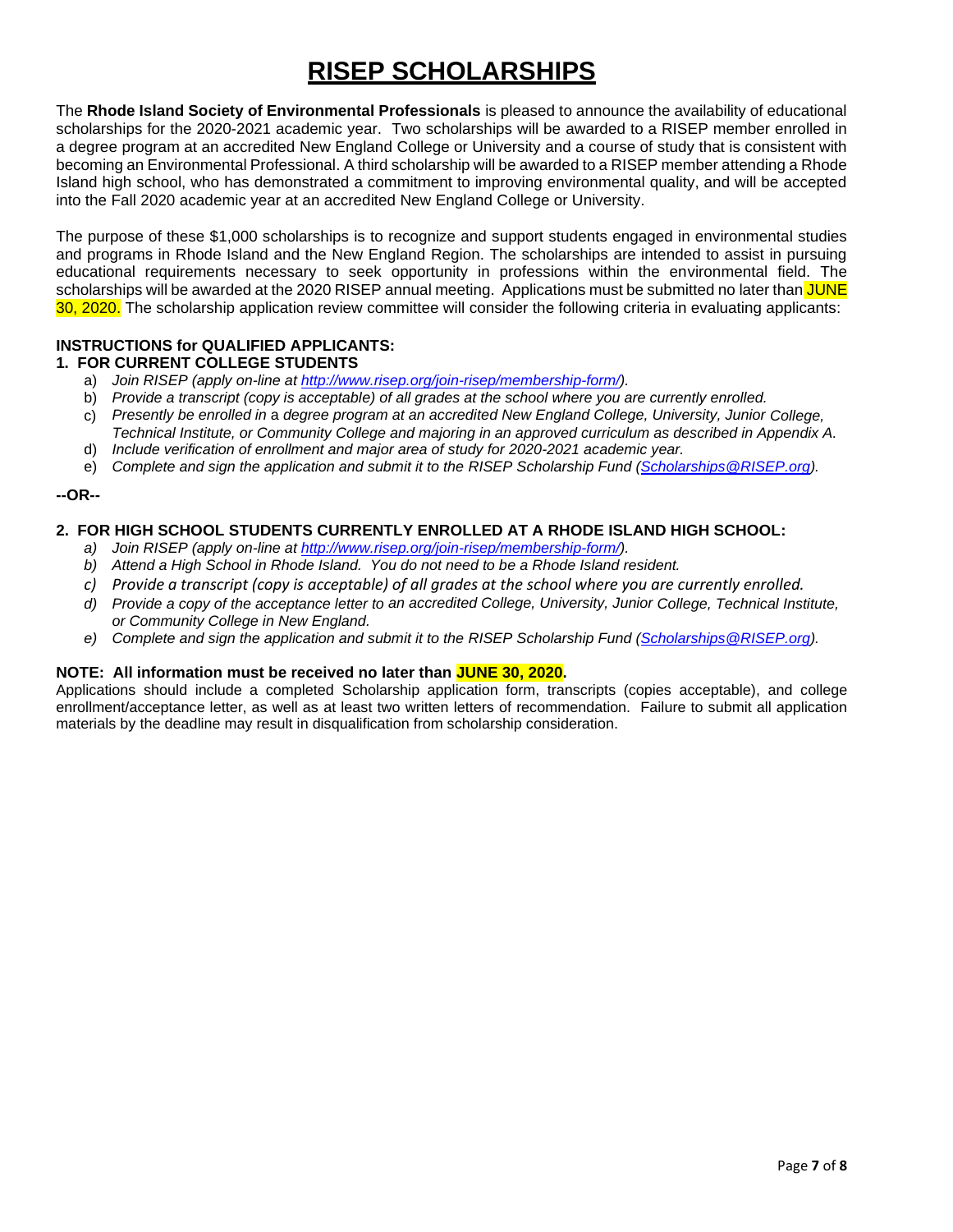# RISEP SCHOLARSHIPS

The **Rhode Island Society of Environmental Professionals** is pleased to announce the availability of educational scholarships for the 2020-2021 academic year. Two scholarships will be awarded to a RISEP member enrolled in a degree program at an accredited New England College or University and a course of study that is consistent with becoming an Environmental Professional. A third scholarship will be awarded to a RISEP member attending a Rhode Island high school, who has demonstrated a commitment to improving environmental quality, and will be accepted into the Fall 2020 academic year at an accredited New England College or University.

The purpose of these $1,000 scholarships is to recognize and support students engaged in environmental studies and programs in Rhode Island and the New England Region. The scholarships are intended to assist in pursuing educational requirements necessary to seek opportunity in professions within the environmental field. The scholarships will be awarded at the 2020 RISEP annual meeting. Applications must be submitted no later than JUNE 30, 2020. The scholarship application review committee will consider the following criteria in evaluating applicants:

**INSTRUCTIONS for QUALIFIED APPLICANTS:**

**1. FOR CURRENT COLLEGE STUDENTS**

a) *Join RISEP (apply on-line at [http://www.risep.org/join-risep/membership-form/](http://www.risep.org/join-risep/membership-form/)).*
b) *Provide a transcript (copy is acceptable) of all grades at the school where you are currently enrolled.*
c) *Presently be enrolled in a degree program at an accredited New England College, University, Junior College, Technical Institute, or Community College and majoring in an approved curriculum as described in Appendix A.*
d) *Include verification of enrollment and major area of study for 2020-2021 academic year.*
e) *Complete and sign the application and submit it to the RISEP Scholarship Fund ([Scholarships@RISEP.org](mailto:Scholarships@RISEP.org)).*

**--OR--**

**2. FOR HIGH SCHOOL STUDENTS CURRENTLY ENROLLED AT A RHODE ISLAND HIGH SCHOOL:**

a) *Join RISEP (apply on-line at [http://www.risep.org/join-risep/membership-form/](http://www.risep.org/join-risep/membership-form/)).*
b) *Attend a High School in Rhode Island. You do not need to be a Rhode Island resident.*
c) *Provide a transcript (copy is acceptable) of all grades at the school where you are currently enrolled.*
d) *Provide a copy of the acceptance letter to an accredited College, University, Junior College, Technical Institute, or Community College in New England.*
e) *Complete and sign the application and submit it to the RISEP Scholarship Fund ([Scholarships@RISEP.org](mailto:Scholarships@RISEP.org)).*

**NOTE: All information must be received no later than JUNE 30, 2020.**

Applications should include a completed Scholarship application form, transcripts (copies acceptable), and college enrollment/acceptance letter, as well as at least two written letters of recommendation. Failure to submit all application materials by the deadline may result in disqualification from scholarship consideration.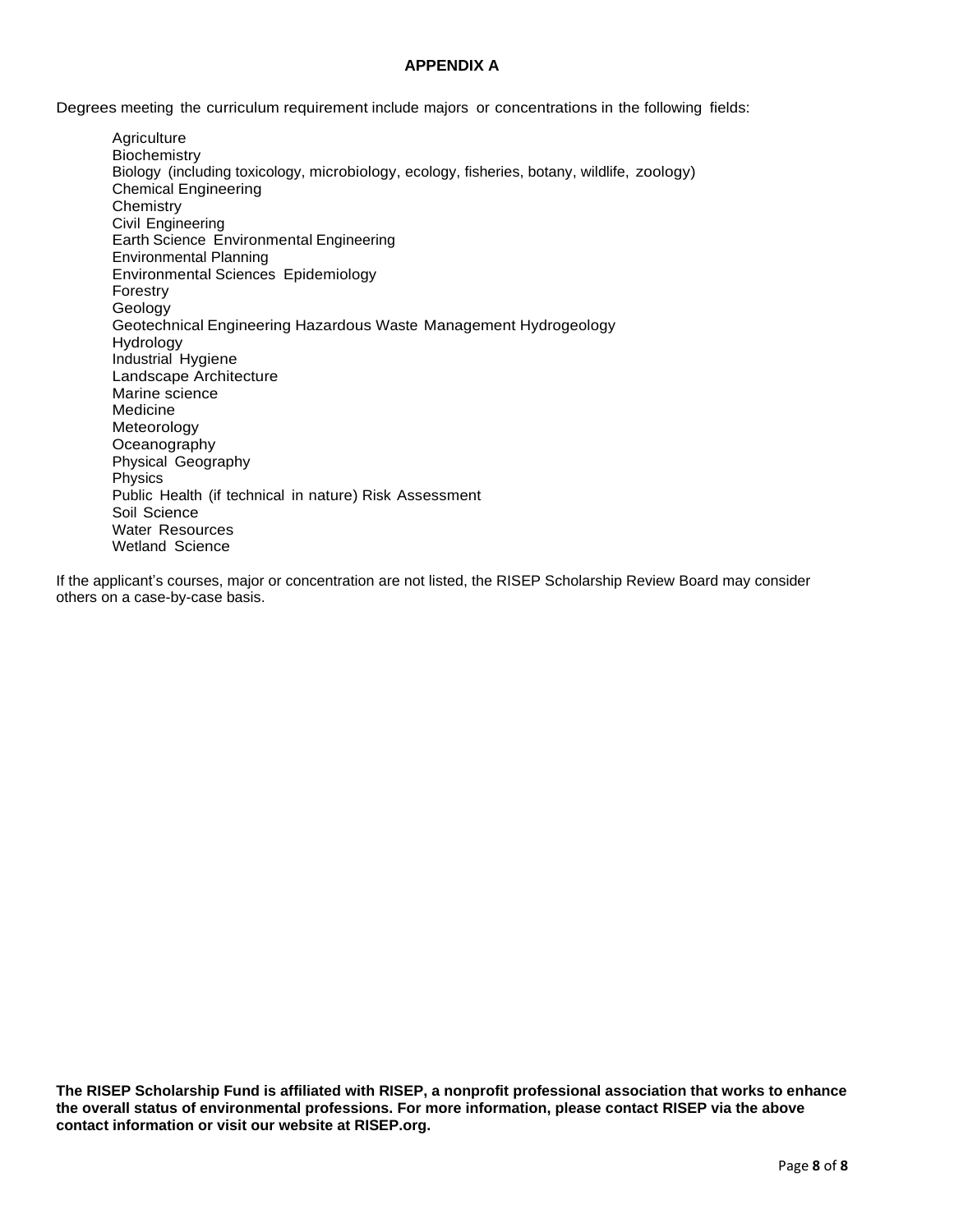## APPENDIX A

Degrees meeting the curriculum requirement include majors or concentrations in the following fields:

- Agriculture
- Biochemistry
- Biology (including toxicology, microbiology, ecology, fisheries, botany, wildlife, zoology)
- Chemical Engineering
- Chemistry
- Civil Engineering
- Earth Science Environmental Engineering
- Environmental Planning
- Environmental Sciences Epidemiology
- Forestry
- Geology
- Geotechnical Engineering Hazardous Waste Management Hydrogeology
- Hydrology
- Industrial Hygiene
- Landscape Architecture
- Marine science
- Medicine
- Meteorology
- Oceanography
- Physical Geography
- Physics
- Public Health (if technical in nature) Risk Assessment
- Soil Science
- Water Resources
- Wetland Science

If the applicant's courses, major or concentration are not listed, the RISEP Scholarship Review Board may consider others on a case-by-case basis.

**The RISEP Scholarship Fund is affiliated with RISEP, a nonprofit professional association that works to enhance the overall status of environmental professions. For more information, please contact RISEP via the above contact information or visit our website at RISEP.org.**